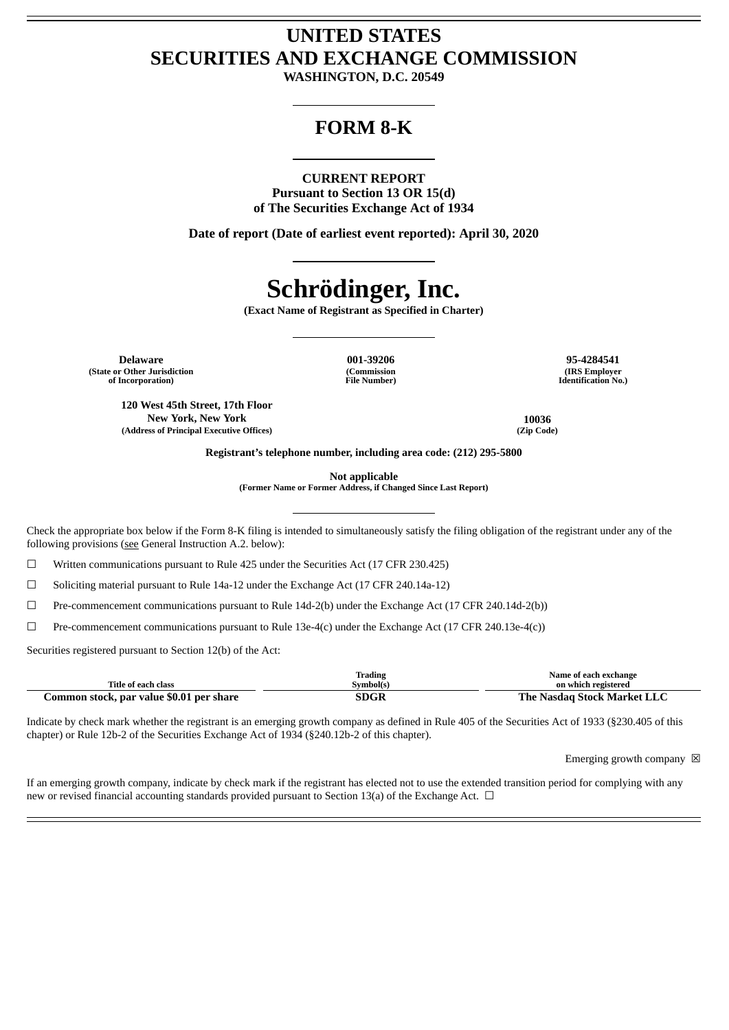# UNITED STATES
# SECURITIES AND EXCHANGE COMMISSION

**WASHINGTON, D.C. 20549**

## FORM 8-K

**CURRENT REPORT**
**Pursuant to Section 13 OR 15(d)**
**of The Securities Exchange Act of 1934**

**Date of report (Date of earliest event reported): April 30, 2020**

# Schrödinger, Inc.

**(Exact Name of Registrant as Specified in Charter)**

| **Delaware** | **001-39206** | **95-4284541** |
|---|---|---|
| **(State or Other Jurisdiction of Incorporation)** | **(Commission File Number)** | **(IRS Employer Identification No.)** |

| **120 West 45th Street, 17th Floor New York, New York** | **10036** |
|---|---|
| **(Address of Principal Executive Offices)** | **(Zip Code)** |

**Registrant's telephone number, including area code: (212) 295-5800**

**Not applicable**
**(Former Name or Former Address, if Changed Since Last Report)**

Check the appropriate box below if the Form 8-K filing is intended to simultaneously satisfy the filing obligation of the registrant under any of the following provisions (see General Instruction A.2. below):

☐ Written communications pursuant to Rule 425 under the Securities Act (17 CFR 230.425)

☐ Soliciting material pursuant to Rule 14a-12 under the Exchange Act (17 CFR 240.14a-12)

☐ Pre-commencement communications pursuant to Rule 14d-2(b) under the Exchange Act (17 CFR 240.14d-2(b))

☐ Pre-commencement communications pursuant to Rule 13e-4(c) under the Exchange Act (17 CFR 240.13e-4(c))

Securities registered pursuant to Section 12(b) of the Act:

| Title of each class | Trading Symbol(s) | Name of each exchange on which registered |
|---|---|---|
| **Common stock, par value $0.01 per share** | **SDGR** | **The Nasdaq Stock Market LLC** |

Indicate by check mark whether the registrant is an emerging growth company as defined in Rule 405 of the Securities Act of 1933 (§230.405 of this chapter) or Rule 12b-2 of the Securities Exchange Act of 1934 (§240.12b-2 of this chapter).

Emerging growth company ☒

If an emerging growth company, indicate by check mark if the registrant has elected not to use the extended transition period for complying with any new or revised financial accounting standards provided pursuant to Section 13(a) of the Exchange Act. ☐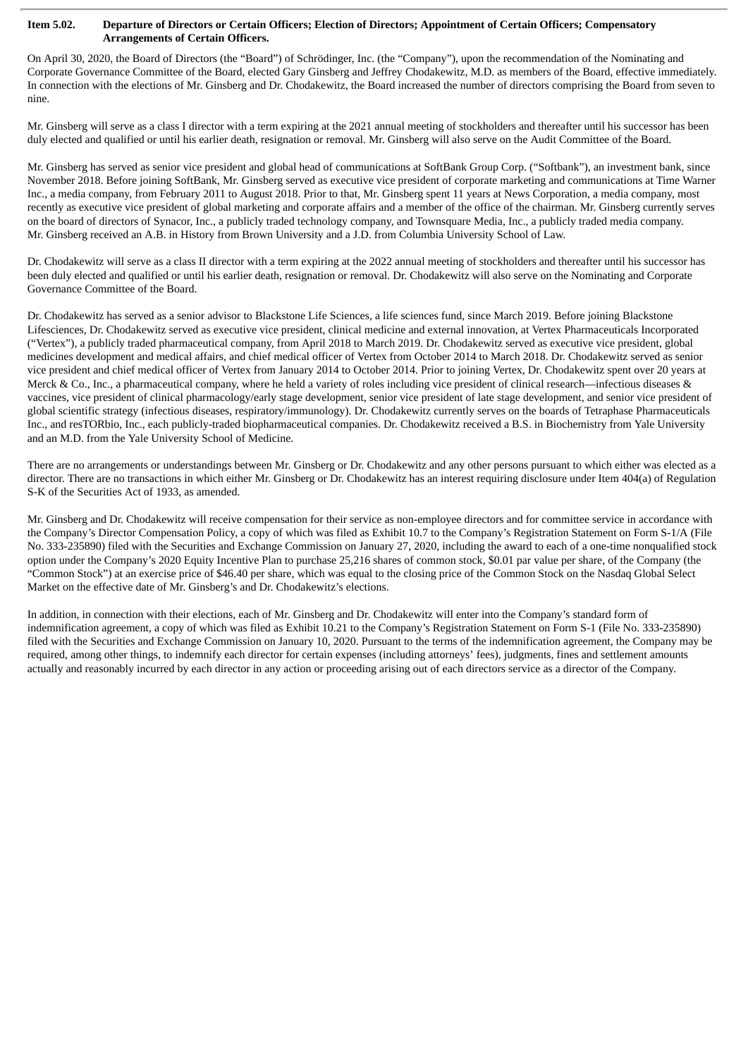**Item 5.02. Departure of Directors or Certain Officers; Election of Directors; Appointment of Certain Officers; Compensatory Arrangements of Certain Officers.**

On April 30, 2020, the Board of Directors (the "Board") of Schrödinger, Inc. (the "Company"), upon the recommendation of the Nominating and Corporate Governance Committee of the Board, elected Gary Ginsberg and Jeffrey Chodakewitz, M.D. as members of the Board, effective immediately. In connection with the elections of Mr. Ginsberg and Dr. Chodakewitz, the Board increased the number of directors comprising the Board from seven to nine.

Mr. Ginsberg will serve as a class I director with a term expiring at the 2021 annual meeting of stockholders and thereafter until his successor has been duly elected and qualified or until his earlier death, resignation or removal. Mr. Ginsberg will also serve on the Audit Committee of the Board.

Mr. Ginsberg has served as senior vice president and global head of communications at SoftBank Group Corp. ("Softbank"), an investment bank, since November 2018. Before joining SoftBank, Mr. Ginsberg served as executive vice president of corporate marketing and communications at Time Warner Inc., a media company, from February 2011 to August 2018. Prior to that, Mr. Ginsberg spent 11 years at News Corporation, a media company, most recently as executive vice president of global marketing and corporate affairs and a member of the office of the chairman. Mr. Ginsberg currently serves on the board of directors of Synacor, Inc., a publicly traded technology company, and Townsquare Media, Inc., a publicly traded media company. Mr. Ginsberg received an A.B. in History from Brown University and a J.D. from Columbia University School of Law.

Dr. Chodakewitz will serve as a class II director with a term expiring at the 2022 annual meeting of stockholders and thereafter until his successor has been duly elected and qualified or until his earlier death, resignation or removal. Dr. Chodakewitz will also serve on the Nominating and Corporate Governance Committee of the Board.

Dr. Chodakewitz has served as a senior advisor to Blackstone Life Sciences, a life sciences fund, since March 2019. Before joining Blackstone Lifesciences, Dr. Chodakewitz served as executive vice president, clinical medicine and external innovation, at Vertex Pharmaceuticals Incorporated ("Vertex"), a publicly traded pharmaceutical company, from April 2018 to March 2019. Dr. Chodakewitz served as executive vice president, global medicines development and medical affairs, and chief medical officer of Vertex from October 2014 to March 2018. Dr. Chodakewitz served as senior vice president and chief medical officer of Vertex from January 2014 to October 2014. Prior to joining Vertex, Dr. Chodakewitz spent over 20 years at Merck & Co., Inc., a pharmaceutical company, where he held a variety of roles including vice president of clinical research—infectious diseases & vaccines, vice president of clinical pharmacology/early stage development, senior vice president of late stage development, and senior vice president of global scientific strategy (infectious diseases, respiratory/immunology). Dr. Chodakewitz currently serves on the boards of Tetraphase Pharmaceuticals Inc., and resTORbio, Inc., each publicly-traded biopharmaceutical companies. Dr. Chodakewitz received a B.S. in Biochemistry from Yale University and an M.D. from the Yale University School of Medicine.

There are no arrangements or understandings between Mr. Ginsberg or Dr. Chodakewitz and any other persons pursuant to which either was elected as a director. There are no transactions in which either Mr. Ginsberg or Dr. Chodakewitz has an interest requiring disclosure under Item 404(a) of Regulation S-K of the Securities Act of 1933, as amended.

Mr. Ginsberg and Dr. Chodakewitz will receive compensation for their service as non-employee directors and for committee service in accordance with the Company's Director Compensation Policy, a copy of which was filed as Exhibit 10.7 to the Company's Registration Statement on Form S-1/A (File No. 333-235890) filed with the Securities and Exchange Commission on January 27, 2020, including the award to each of a one-time nonqualified stock option under the Company's 2020 Equity Incentive Plan to purchase 25,216 shares of common stock, $0.01 par value per share, of the Company (the "Common Stock") at an exercise price of $46.40 per share, which was equal to the closing price of the Common Stock on the Nasdaq Global Select Market on the effective date of Mr. Ginsberg's and Dr. Chodakewitz's elections.

In addition, in connection with their elections, each of Mr. Ginsberg and Dr. Chodakewitz will enter into the Company's standard form of indemnification agreement, a copy of which was filed as Exhibit 10.21 to the Company's Registration Statement on Form S-1 (File No. 333-235890) filed with the Securities and Exchange Commission on January 10, 2020. Pursuant to the terms of the indemnification agreement, the Company may be required, among other things, to indemnify each director for certain expenses (including attorneys' fees), judgments, fines and settlement amounts actually and reasonably incurred by each director in any action or proceeding arising out of each directors service as a director of the Company.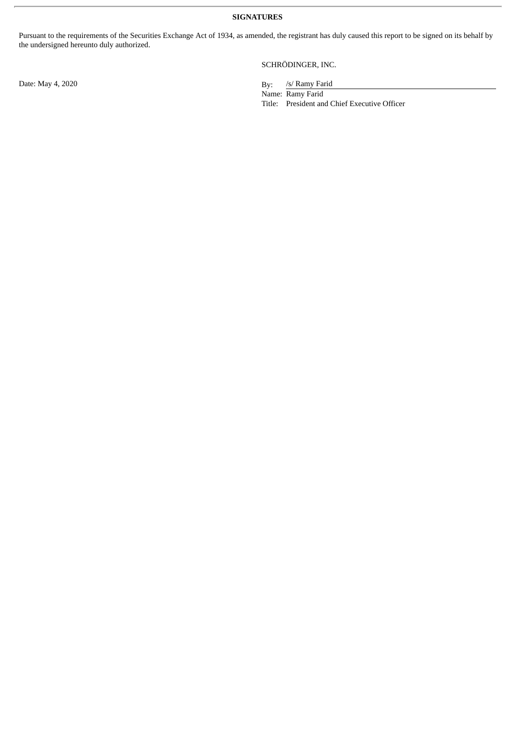**SIGNATURES**

Pursuant to the requirements of the Securities Exchange Act of 1934, as amended, the registrant has duly caused this report to be signed on its behalf by the undersigned hereunto duly authorized.

SCHRÖDINGER, INC.

Date: May 4, 2020

By: /s/ Ramy Farid

Name: Ramy Farid

Title: President and Chief Executive Officer